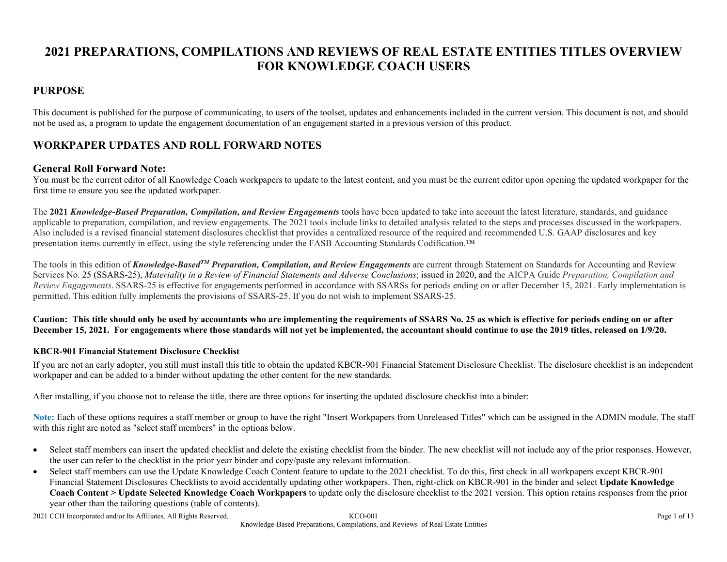# 2021 PREPARATIONS, COMPILATIONS AND REVIEWS OF REAL ESTATE ENTITIES TITLES OVERVIEW FOR KNOWLEDGE COACH USERS

## PURPOSE

This document is published for the purpose of communicating, to users of the toolset, updates and enhancements included in the current version. This document is not, and should not be used as, a program to update the engagement documentation of an engagement started in a previous version of this product.

## WORKPAPER UPDATES AND ROLL FORWARD NOTES

### General Roll Forward Note:

You must be the current editor of all Knowledge Coach workpapers to update to the latest content, and you must be the current editor upon opening the updated workpaper for the first time to ensure you see the updated workpaper.

The **2021** ***Knowledge-Based Preparation, Compilation, and Review Engagements*** tools have been updated to take into account the latest literature, standards, and guidance applicable to preparation, compilation, and review engagements. The 2021 tools include links to detailed analysis related to the steps and processes discussed in the workpapers. Also included is a revised financial statement disclosures checklist that provides a centralized resource of the required and recommended U.S. GAAP disclosures and key presentation items currently in effect, using the style referencing under the FASB Accounting Standards Codification.™

The tools in this edition of ***Knowledge-Based™ Preparation, Compilation, and Review Engagements*** are current through Statement on Standards for Accounting and Review Services No. 25 (SSARS-25), *Materiality in a Review of Financial Statements and Adverse Conclusions*; issued in 2020, and the AICPA Guide *Preparation, Compilation and Review Engagements*. SSARS-25 is effective for engagements performed in accordance with SSARSs for periods ending on or after December 15, 2021. Early implementation is permitted. This edition fully implements the provisions of SSARS-25. If you do not wish to implement SSARS-25.

**Caution: This title should only be used by accountants who are implementing the requirements of SSARS No. 25 as which is effective for periods ending on or after December 15, 2021. For engagements where those standards will not yet be implemented, the accountant should continue to use the 2019 titles, released on 1/9/20.**

#### KBCR-901 Financial Statement Disclosure Checklist

If you are not an early adopter, you still must install this title to obtain the updated KBCR-901 Financial Statement Disclosure Checklist. The disclosure checklist is an independent workpaper and can be added to a binder without updating the other content for the new standards.

After installing, if you choose not to release the title, there are three options for inserting the updated disclosure checklist into a binder:

**Note:** Each of these options requires a staff member or group to have the right "Insert Workpapers from Unreleased Titles" which can be assigned in the ADMIN module. The staff with this right are noted as "select staff members" in the options below.

- Select staff members can insert the updated checklist and delete the existing checklist from the binder. The new checklist will not include any of the prior responses. However, the user can refer to the checklist in the prior year binder and copy/paste any relevant information.
- Select staff members can use the Update Knowledge Coach Content feature to update to the 2021 checklist. To do this, first check in all workpapers except KBCR-901 Financial Statement Disclosures Checklists to avoid accidentally updating other workpapers. Then, right-click on KBCR-901 in the binder and select **Update Knowledge Coach Content > Update Selected Knowledge Coach Workpapers** to update only the disclosure checklist to the 2021 version. This option retains responses from the prior year other than the tailoring questions (table of contents).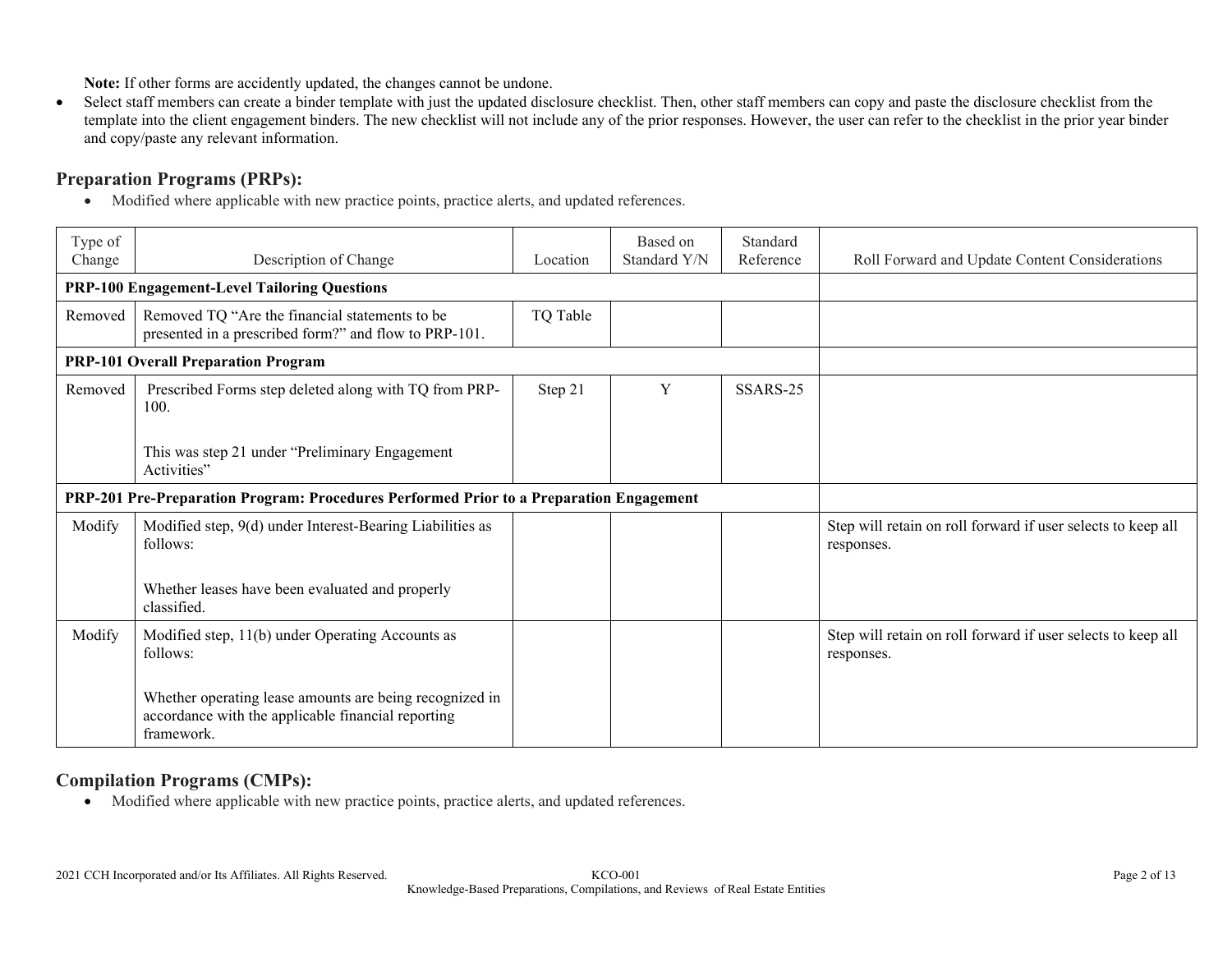**Note:** If other forms are accidently updated, the changes cannot be undone.

- Select staff members can create a binder template with just the updated disclosure checklist. Then, other staff members can copy and paste the disclosure checklist from the template into the client engagement binders. The new checklist will not include any of the prior responses. However, the user can refer to the checklist in the prior year binder and copy/paste any relevant information.

## Preparation Programs (PRPs):

- Modified where applicable with new practice points, practice alerts, and updated references.

| Type of Change | Description of Change | Location | Based on Standard Y/N | Standard Reference | Roll Forward and Update Content Considerations |
|---|---|---|---|---|---|
| **PRP-100 Engagement-Level Tailoring Questions** | | | | | |
| Removed | Removed TQ "Are the financial statements to be presented in a prescribed form?" and flow to PRP-101. | TQ Table | | | |
| **PRP-101 Overall Preparation Program** | | | | | |
| Removed | Prescribed Forms step deleted along with TQ from PRP-100.<br><br>This was step 21 under "Preliminary Engagement Activities" | Step 21 | Y | SSARS-25 | |
| **PRP-201 Pre-Preparation Program: Procedures Performed Prior to a Preparation Engagement** | | | | | |
| Modify | Modified step, 9(d) under Interest-Bearing Liabilities as follows:<br><br>Whether leases have been evaluated and properly classified. | | | | Step will retain on roll forward if user selects to keep all responses. |
| Modify | Modified step, 11(b) under Operating Accounts as follows:<br><br>Whether operating lease amounts are being recognized in accordance with the applicable financial reporting framework. | | | | Step will retain on roll forward if user selects to keep all responses. |

## Compilation Programs (CMPs):

- Modified where applicable with new practice points, practice alerts, and updated references.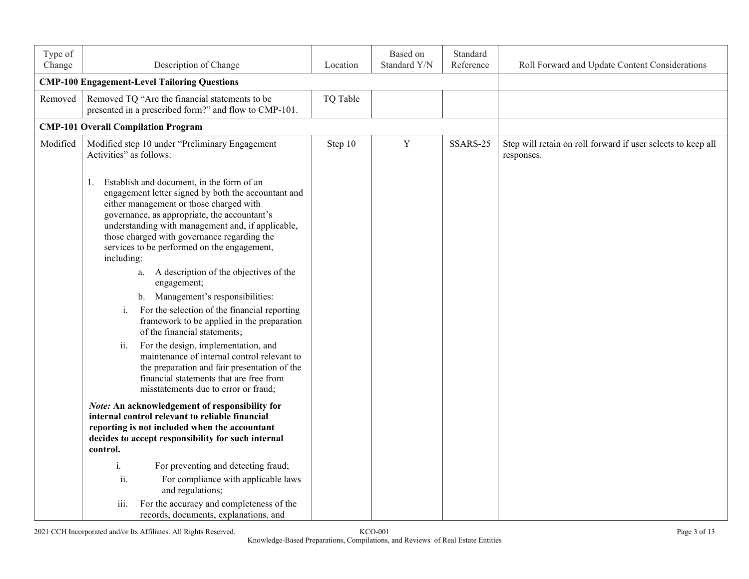| Type of Change | Description of Change | Location | Based on Standard Y/N | Standard Reference | Roll Forward and Update Content Considerations |
|---|---|---|---|---|---|
| **CMP-100 Engagement-Level Tailoring Questions** | | | | | |
| Removed | Removed TQ "Are the financial statements to be presented in a prescribed form?" and flow to CMP-101. | TQ Table | | | |
| **CMP-101 Overall Compilation Program** | | | | | |
| Modified | Modified step 10 under "Preliminary Engagement Activities" as follows:<br><br>1. Establish and document, in the form of an engagement letter signed by both the accountant and either management or those charged with governance, as appropriate, the accountant's understanding with management and, if applicable, those charged with governance regarding the services to be performed on the engagement, including:<br>a. A description of the objectives of the engagement;<br>b. Management's responsibilities:<br>i. For the selection of the financial reporting framework to be applied in the preparation of the financial statements;<br>ii. For the design, implementation, and maintenance of internal control relevant to the preparation and fair presentation of the financial statements that are free from misstatements due to error or fraud;<br><br>***Note:* An acknowledgement of responsibility for internal control relevant to reliable financial reporting is not included when the accountant decides to accept responsibility for such internal control.**<br><br>i. For preventing and detecting fraud;<br>ii. For compliance with applicable laws and regulations;<br>iii. For the accuracy and completeness of the records, documents, explanations, and | Step 10 | Y | SSARS-25 | Step will retain on roll forward if user selects to keep all responses. |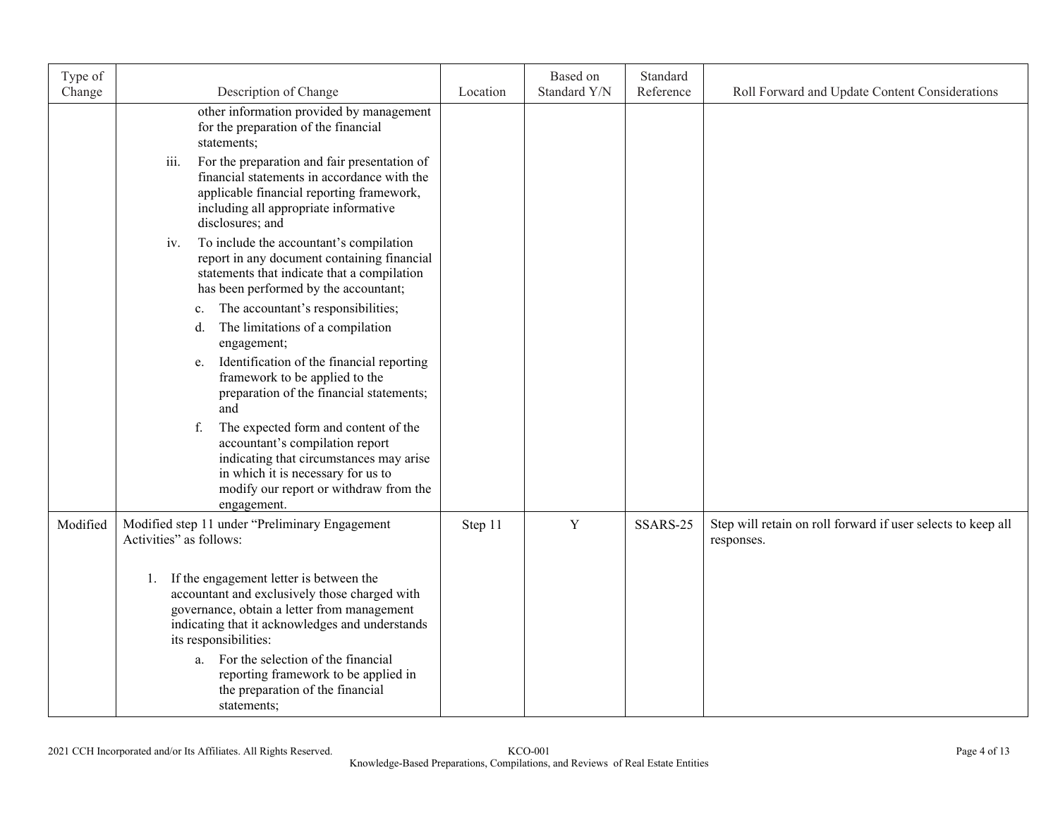| Type of Change | Description of Change | Location | Based on Standard Y/N | Standard Reference | Roll Forward and Update Content Considerations |
|---|---|---|---|---|---|
| | other information provided by management for the preparation of the financial statements;<br>iii. For the preparation and fair presentation of financial statements in accordance with the applicable financial reporting framework, including all appropriate informative disclosures; and<br>iv. To include the accountant's compilation report in any document containing financial statements that indicate that a compilation has been performed by the accountant;<br>c. The accountant's responsibilities;<br>d. The limitations of a compilation engagement;<br>e. Identification of the financial reporting framework to be applied to the preparation of the financial statements; and<br>f. The expected form and content of the accountant's compilation report indicating that circumstances may arise in which it is necessary for us to modify our report or withdraw from the engagement. | | | | |
| Modified | Modified step 11 under "Preliminary Engagement Activities" as follows:<br><br>1. If the engagement letter is between the accountant and exclusively those charged with governance, obtain a letter from management indicating that it acknowledges and understands its responsibilities:<br>a. For the selection of the financial reporting framework to be applied in the preparation of the financial statements; | Step 11 | Y | SSARS-25 | Step will retain on roll forward if user selects to keep all responses. |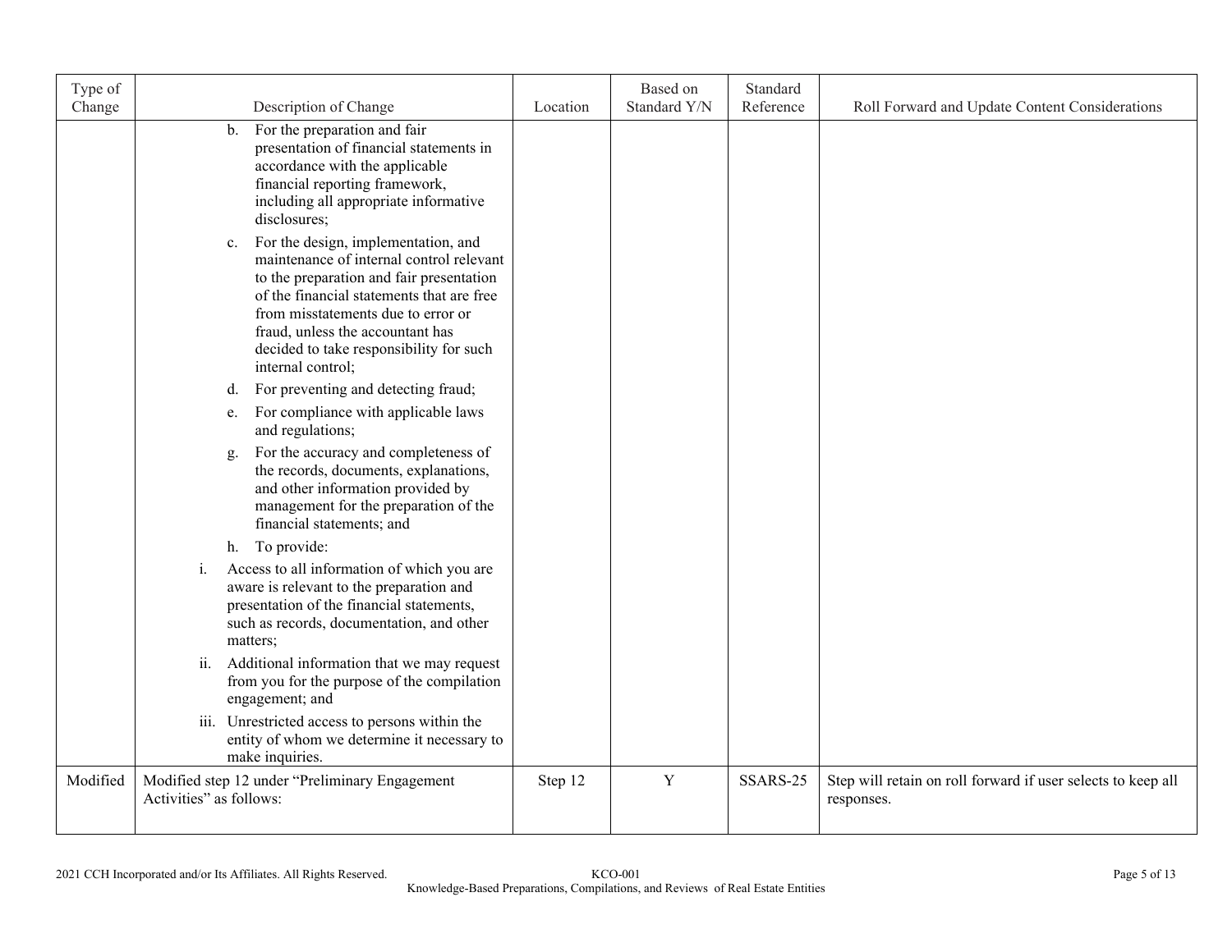| Type of Change | Description of Change | Location | Based on Standard Y/N | Standard Reference | Roll Forward and Update Content Considerations |
|---|---|---|---|---|---|
| | b. For the preparation and fair presentation of financial statements in accordance with the applicable financial reporting framework, including all appropriate informative disclosures;<br><br>c. For the design, implementation, and maintenance of internal control relevant to the preparation and fair presentation of the financial statements that are free from misstatements due to error or fraud, unless the accountant has decided to take responsibility for such internal control;<br><br>d. For preventing and detecting fraud;<br><br>e. For compliance with applicable laws and regulations;<br><br>g. For the accuracy and completeness of the records, documents, explanations, and other information provided by management for the preparation of the financial statements; and<br><br>h. To provide:<br><br>i. Access to all information of which you are aware is relevant to the preparation and presentation of the financial statements, such as records, documentation, and other matters;<br><br>ii. Additional information that we may request from you for the purpose of the compilation engagement; and<br><br>iii. Unrestricted access to persons within the entity of whom we determine it necessary to make inquiries. | | | | |
| Modified | Modified step 12 under "Preliminary Engagement Activities" as follows: | Step 12 | Y | SSARS-25 | Step will retain on roll forward if user selects to keep all responses. |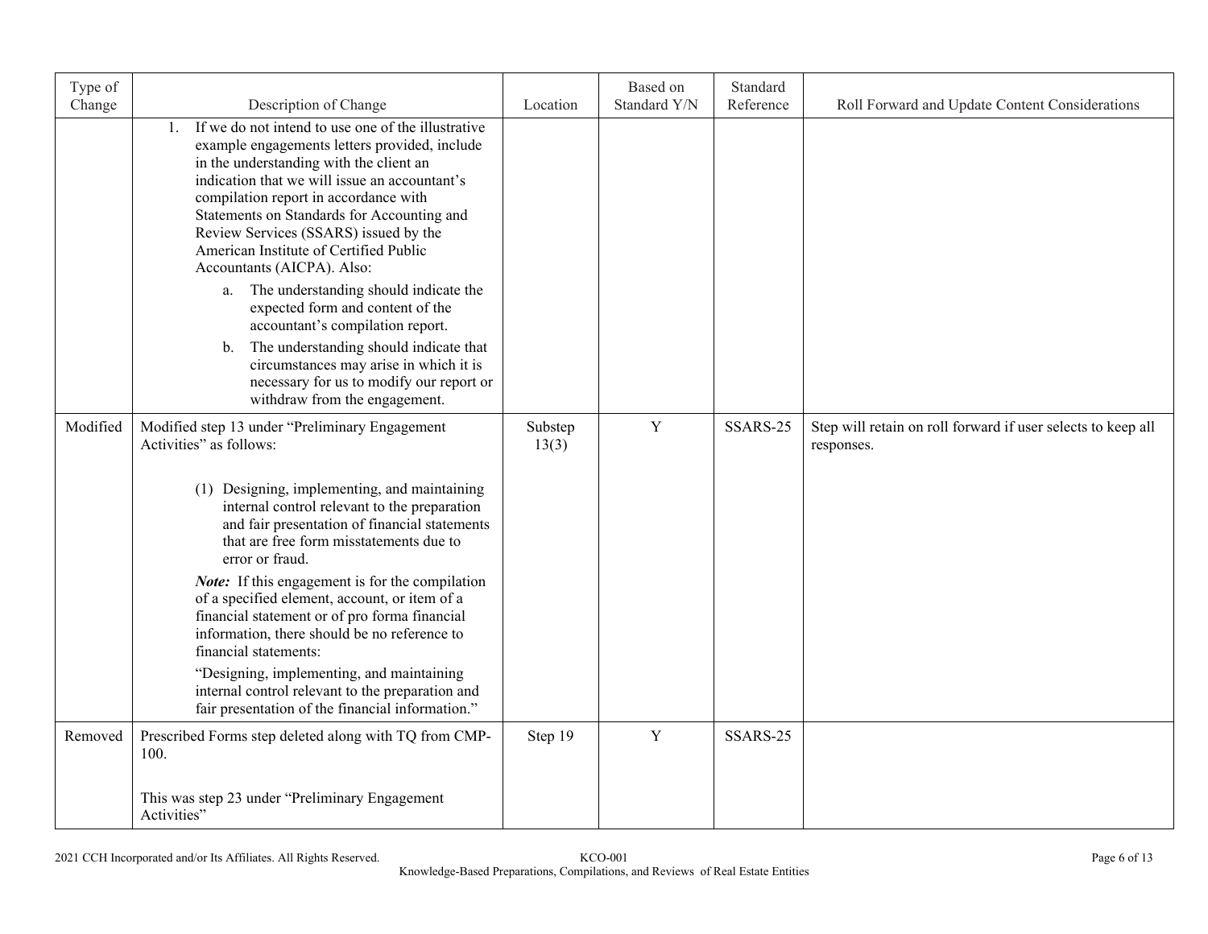| Type of Change | Description of Change | Location | Based on Standard Y/N | Standard Reference | Roll Forward and Update Content Considerations |
|---|---|---|---|---|---|
| | 1. If we do not intend to use one of the illustrative example engagements letters provided, include in the understanding with the client an indication that we will issue an accountant's compilation report in accordance with Statements on Standards for Accounting and Review Services (SSARS) issued by the American Institute of Certified Public Accountants (AICPA). Also:<br>a. The understanding should indicate the expected form and content of the accountant's compilation report.<br>b. The understanding should indicate that circumstances may arise in which it is necessary for us to modify our report or withdraw from the engagement. | | | | |
| Modified | Modified step 13 under "Preliminary Engagement Activities" as follows:<br><br>(1) Designing, implementing, and maintaining internal control relevant to the preparation and fair presentation of financial statements that are free form misstatements due to error or fraud.<br>***Note:*** If this engagement is for the compilation of a specified element, account, or item of a financial statement or of pro forma financial information, there should be no reference to financial statements:<br>"Designing, implementing, and maintaining internal control relevant to the preparation and fair presentation of the financial information." | Substep 13(3) | Y | SSARS-25 | Step will retain on roll forward if user selects to keep all responses. |
| Removed | Prescribed Forms step deleted along with TQ from CMP-100.<br><br>This was step 23 under "Preliminary Engagement Activities" | Step 19 | Y | SSARS-25 | |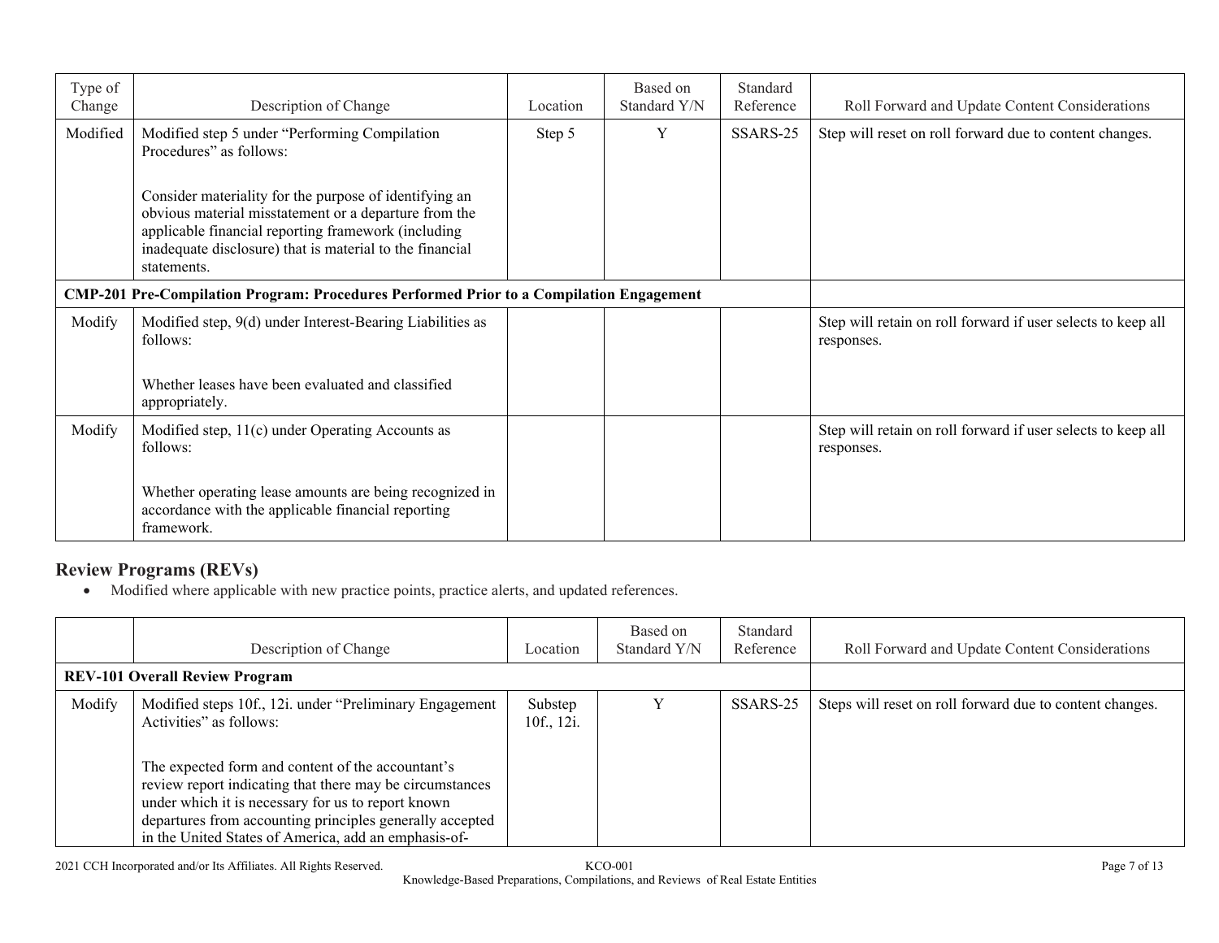| Type of Change | Description of Change | Location | Based on Standard Y/N | Standard Reference | Roll Forward and Update Content Considerations |
|---|---|---|---|---|---|
| Modified | Modified step 5 under "Performing Compilation Procedures" as follows:<br><br>Consider materiality for the purpose of identifying an obvious material misstatement or a departure from the applicable financial reporting framework (including inadequate disclosure) that is material to the financial statements. | Step 5 | Y | SSARS-25 | Step will reset on roll forward due to content changes. |
| **CMP-201 Pre-Compilation Program: Procedures Performed Prior to a Compilation Engagement** | | | | | |
| Modify | Modified step, 9(d) under Interest-Bearing Liabilities as follows:<br><br>Whether leases have been evaluated and classified appropriately. | | | | Step will retain on roll forward if user selects to keep all responses. |
| Modify | Modified step, 11(c) under Operating Accounts as follows:<br><br>Whether operating lease amounts are being recognized in accordance with the applicable financial reporting framework. | | | | Step will retain on roll forward if user selects to keep all responses. |

## Review Programs (REVs)

- Modified where applicable with new practice points, practice alerts, and updated references.

| | Description of Change | Location | Based on Standard Y/N | Standard Reference | Roll Forward and Update Content Considerations |
|---|---|---|---|---|---|
| **REV-101 Overall Review Program** | | | | | |
| Modify | Modified steps 10f., 12i. under "Preliminary Engagement Activities" as follows:<br><br>The expected form and content of the accountant's review report indicating that there may be circumstances under which it is necessary for us to report known departures from accounting principles generally accepted in the United States of America, add an emphasis-of- | Substep 10f., 12i. | Y | SSARS-25 | Steps will reset on roll forward due to content changes. |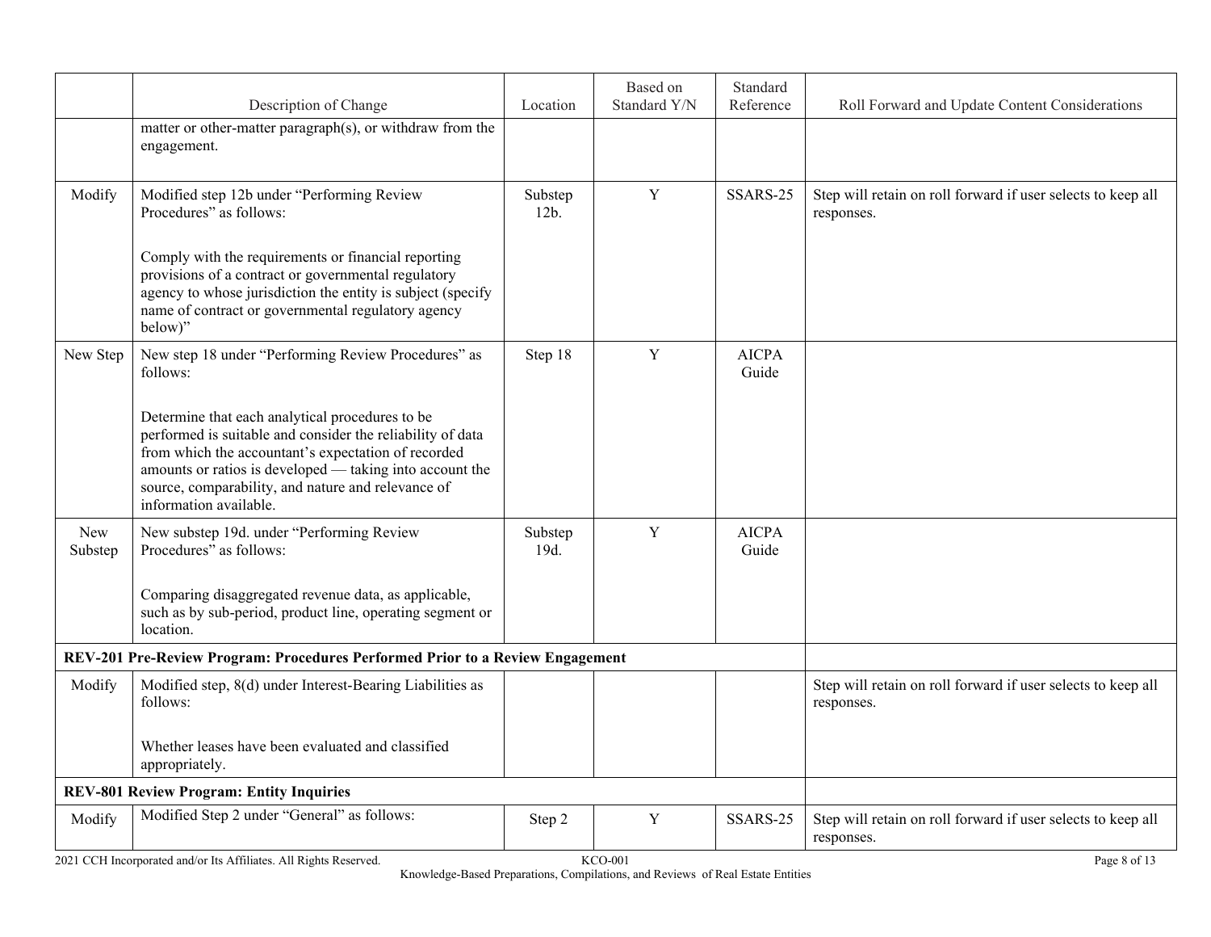| | Description of Change | Location | Based on Standard Y/N | Standard Reference | Roll Forward and Update Content Considerations |
|---|---|---|---|---|---|
| | matter or other-matter paragraph(s), or withdraw from the engagement. | | | | |
| Modify | Modified step 12b under "Performing Review Procedures" as follows:<br><br>Comply with the requirements or financial reporting provisions of a contract or governmental regulatory agency to whose jurisdiction the entity is subject (specify name of contract or governmental regulatory agency below)" | Substep 12b. | Y | SSARS-25 | Step will retain on roll forward if user selects to keep all responses. |
| New Step | New step 18 under "Performing Review Procedures" as follows:<br><br>Determine that each analytical procedures to be performed is suitable and consider the reliability of data from which the accountant's expectation of recorded amounts or ratios is developed — taking into account the source, comparability, and nature and relevance of information available. | Step 18 | Y | AICPA Guide | |
| New Substep | New substep 19d. under "Performing Review Procedures" as follows:<br><br>Comparing disaggregated revenue data, as applicable, such as by sub-period, product line, operating segment or location. | Substep 19d. | Y | AICPA Guide | |
| **REV-201 Pre-Review Program: Procedures Performed Prior to a Review Engagement** | | | | | |
| Modify | Modified step, 8(d) under Interest-Bearing Liabilities as follows:<br><br>Whether leases have been evaluated and classified appropriately. | | | | Step will retain on roll forward if user selects to keep all responses. |
| **REV-801 Review Program: Entity Inquiries** | | | | | |
| Modify | Modified Step 2 under "General" as follows: | Step 2 | Y | SSARS-25 | Step will retain on roll forward if user selects to keep all responses. |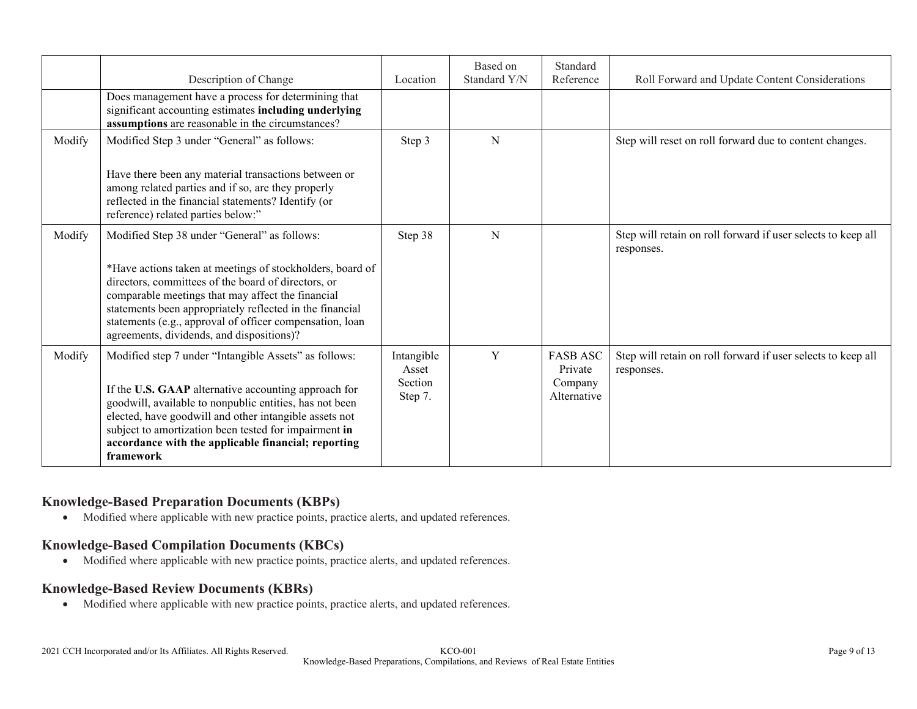| | Description of Change | Location | Based on Standard Y/N | Standard Reference | Roll Forward and Update Content Considerations |
|---|---|---|---|---|---|
| | Does management have a process for determining that significant accounting estimates **including underlying assumptions** are reasonable in the circumstances? | | | | |
| Modify | Modified Step 3 under "General" as follows:<br><br>Have there been any material transactions between or among related parties and if so, are they properly reflected in the financial statements? Identify (or reference) related parties below:" | Step 3 | N | | Step will reset on roll forward due to content changes. |
| Modify | Modified Step 38 under "General" as follows:<br><br>*Have actions taken at meetings of stockholders, board of directors, committees of the board of directors, or comparable meetings that may affect the financial statements been appropriately reflected in the financial statements (e.g., approval of officer compensation, loan agreements, dividends, and dispositions)? | Step 38 | N | | Step will retain on roll forward if user selects to keep all responses. |
| Modify | Modified step 7 under "Intangible Assets" as follows:<br><br>If the **U.S. GAAP** alternative accounting approach for goodwill, available to nonpublic entities, has not been elected, have goodwill and other intangible assets not subject to amortization been tested for impairment **in accordance with the applicable financial; reporting framework** | Intangible Asset Section Step 7. | Y | FASB ASC Private Company Alternative | Step will retain on roll forward if user selects to keep all responses. |

## Knowledge-Based Preparation Documents (KBPs)

- Modified where applicable with new practice points, practice alerts, and updated references.

## Knowledge-Based Compilation Documents (KBCs)

- Modified where applicable with new practice points, practice alerts, and updated references.

## Knowledge-Based Review Documents (KBRs)

- Modified where applicable with new practice points, practice alerts, and updated references.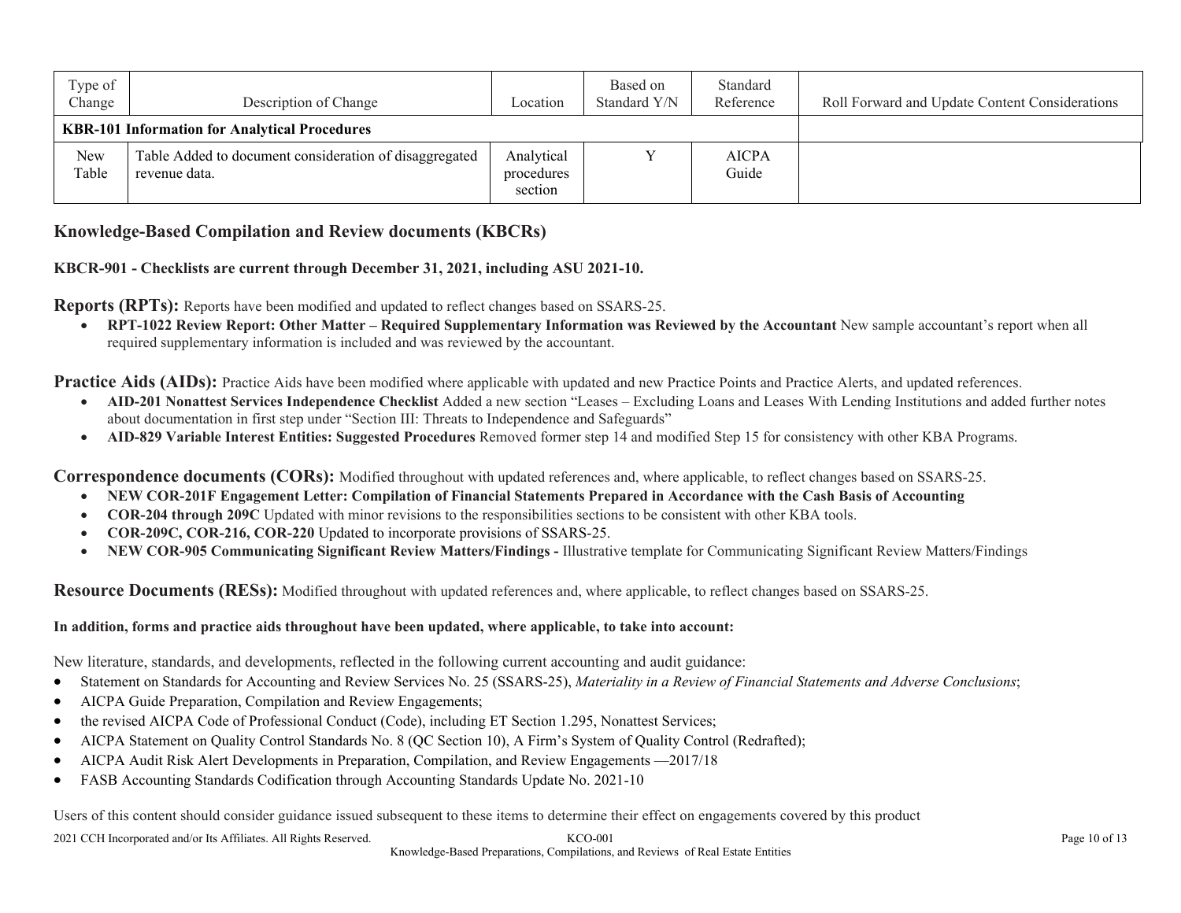| Type of Change | Description of Change | Location | Based on Standard Y/N | Standard Reference | Roll Forward and Update Content Considerations |
|---|---|---|---|---|---|
| **KBR-101 Information for Analytical Procedures** | | | | | |
| New Table | Table Added to document consideration of disaggregated revenue data. | Analytical procedures section | Y | AICPA Guide | |

## Knowledge-Based Compilation and Review documents (KBCRs)

**KBCR-901 - Checklists are current through December 31, 2021, including ASU 2021-10.**

**Reports (RPTs):** Reports have been modified and updated to reflect changes based on SSARS-25.

- **RPT-1022 Review Report: Other Matter – Required Supplementary Information was Reviewed by the Accountant** New sample accountant's report when all required supplementary information is included and was reviewed by the accountant.

**Practice Aids (AIDs):** Practice Aids have been modified where applicable with updated and new Practice Points and Practice Alerts, and updated references.

- **AID-201 Nonattest Services Independence Checklist** Added a new section "Leases – Excluding Loans and Leases With Lending Institutions and added further notes about documentation in first step under "Section III: Threats to Independence and Safeguards"
- **AID-829 Variable Interest Entities: Suggested Procedures** Removed former step 14 and modified Step 15 for consistency with other KBA Programs.

**Correspondence documents (CORs):** Modified throughout with updated references and, where applicable, to reflect changes based on SSARS-25.

- **NEW COR-201F Engagement Letter: Compilation of Financial Statements Prepared in Accordance with the Cash Basis of Accounting**
- **COR-204 through 209C** Updated with minor revisions to the responsibilities sections to be consistent with other KBA tools.
- **COR-209C, COR-216, COR-220** Updated to incorporate provisions of SSARS-25.
- **NEW COR-905 Communicating Significant Review Matters/Findings -** Illustrative template for Communicating Significant Review Matters/Findings

**Resource Documents (RESs):** Modified throughout with updated references and, where applicable, to reflect changes based on SSARS-25.

**In addition, forms and practice aids throughout have been updated, where applicable, to take into account:**

New literature, standards, and developments, reflected in the following current accounting and audit guidance:

- Statement on Standards for Accounting and Review Services No. 25 (SSARS-25), *Materiality in a Review of Financial Statements and Adverse Conclusions*;
- AICPA Guide Preparation, Compilation and Review Engagements;
- the revised AICPA Code of Professional Conduct (Code), including ET Section 1.295, Nonattest Services;
- AICPA Statement on Quality Control Standards No. 8 (QC Section 10), A Firm's System of Quality Control (Redrafted);
- AICPA Audit Risk Alert Developments in Preparation, Compilation, and Review Engagements —2017/18
- FASB Accounting Standards Codification through Accounting Standards Update No. 2021-10

Users of this content should consider guidance issued subsequent to these items to determine their effect on engagements covered by this product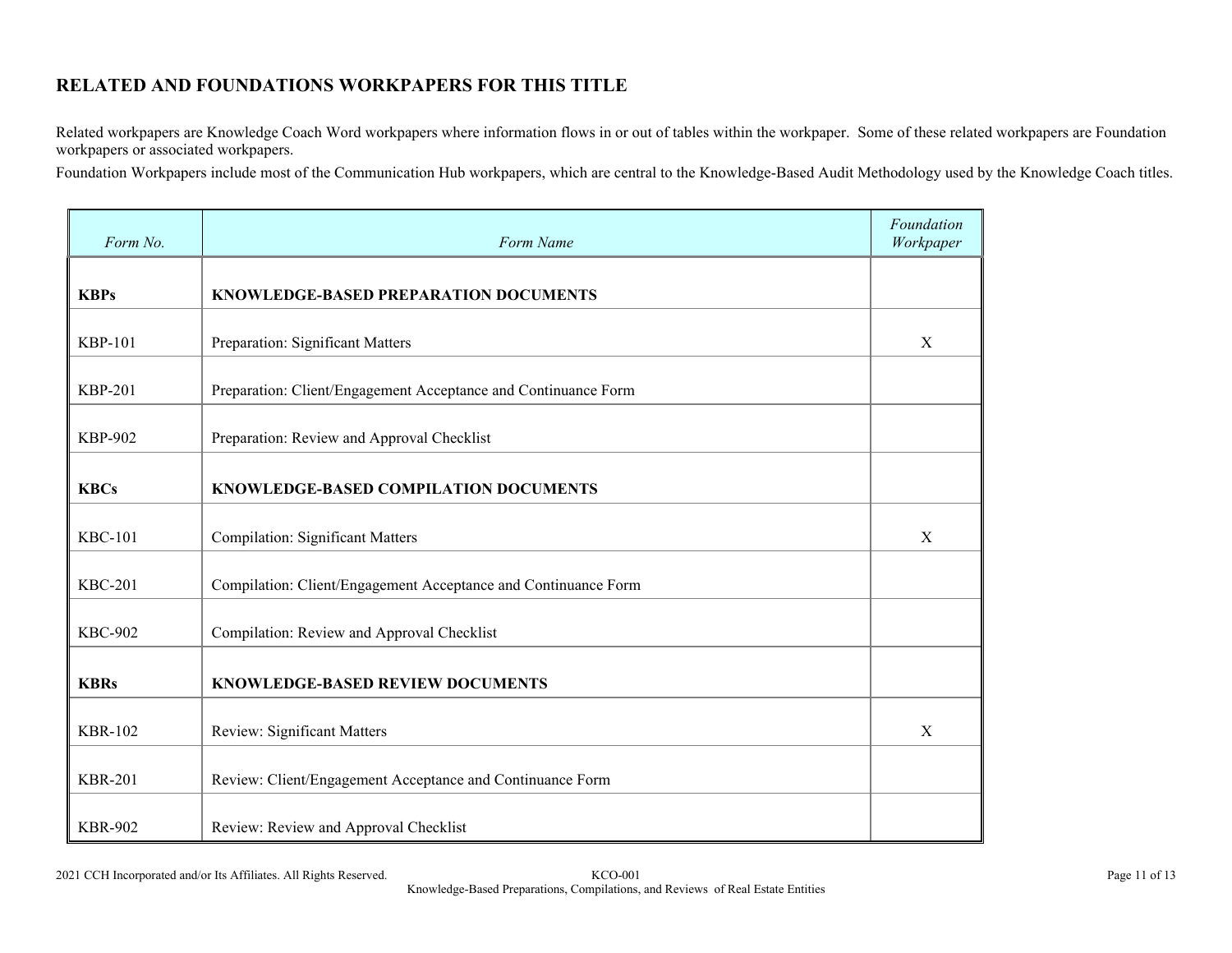## RELATED AND FOUNDATIONS WORKPAPERS FOR THIS TITLE

Related workpapers are Knowledge Coach Word workpapers where information flows in or out of tables within the workpaper. Some of these related workpapers are Foundation workpapers or associated workpapers.

Foundation Workpapers include most of the Communication Hub workpapers, which are central to the Knowledge-Based Audit Methodology used by the Knowledge Coach titles.

| *Form No.* | *Form Name* | *Foundation Workpaper* |
|---|---|---|
| **KBPs** | **KNOWLEDGE-BASED PREPARATION DOCUMENTS** | |
| KBP-101 | Preparation: Significant Matters | X |
| KBP-201 | Preparation: Client/Engagement Acceptance and Continuance Form | |
| KBP-902 | Preparation: Review and Approval Checklist | |
| **KBCs** | **KNOWLEDGE-BASED COMPILATION DOCUMENTS** | |
| KBC-101 | Compilation: Significant Matters | X |
| KBC-201 | Compilation: Client/Engagement Acceptance and Continuance Form | |
| KBC-902 | Compilation: Review and Approval Checklist | |
| **KBRs** | **KNOWLEDGE-BASED REVIEW DOCUMENTS** | |
| KBR-102 | Review: Significant Matters | X |
| KBR-201 | Review: Client/Engagement Acceptance and Continuance Form | |
| KBR-902 | Review: Review and Approval Checklist | |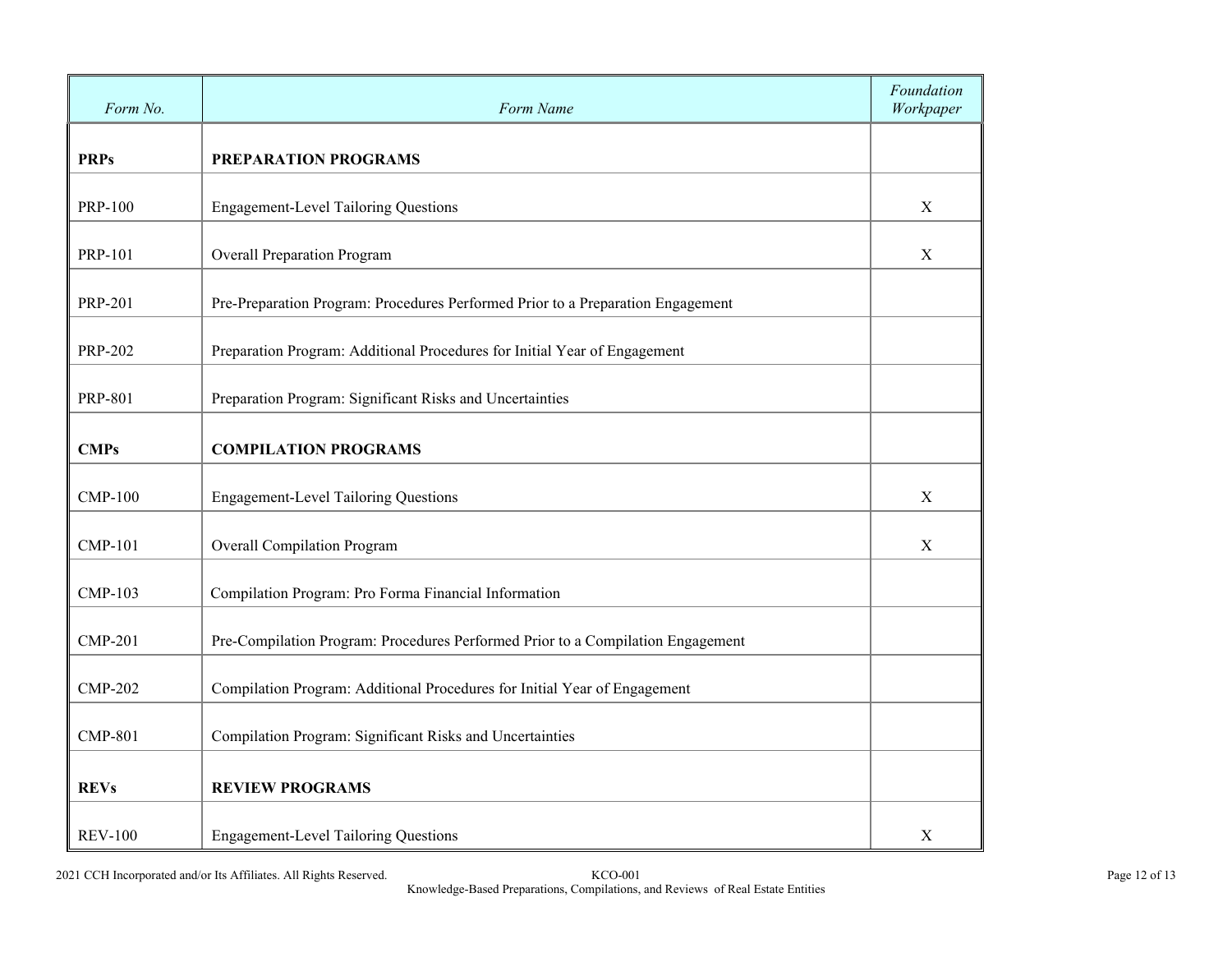| *Form No.* | *Form Name* | *Foundation Workpaper* |
|---|---|---|
| **PRPs** | **PREPARATION PROGRAMS** | |
| PRP-100 | Engagement-Level Tailoring Questions | X |
| PRP-101 | Overall Preparation Program | X |
| PRP-201 | Pre-Preparation Program: Procedures Performed Prior to a Preparation Engagement | |
| PRP-202 | Preparation Program: Additional Procedures for Initial Year of Engagement | |
| PRP-801 | Preparation Program: Significant Risks and Uncertainties | |
| **CMPs** | **COMPILATION PROGRAMS** | |
| CMP-100 | Engagement-Level Tailoring Questions | X |
| CMP-101 | Overall Compilation Program | X |
| CMP-103 | Compilation Program: Pro Forma Financial Information | |
| CMP-201 | Pre-Compilation Program: Procedures Performed Prior to a Compilation Engagement | |
| CMP-202 | Compilation Program: Additional Procedures for Initial Year of Engagement | |
| CMP-801 | Compilation Program: Significant Risks and Uncertainties | |
| **REVs** | **REVIEW PROGRAMS** | |
| REV-100 | Engagement-Level Tailoring Questions | X |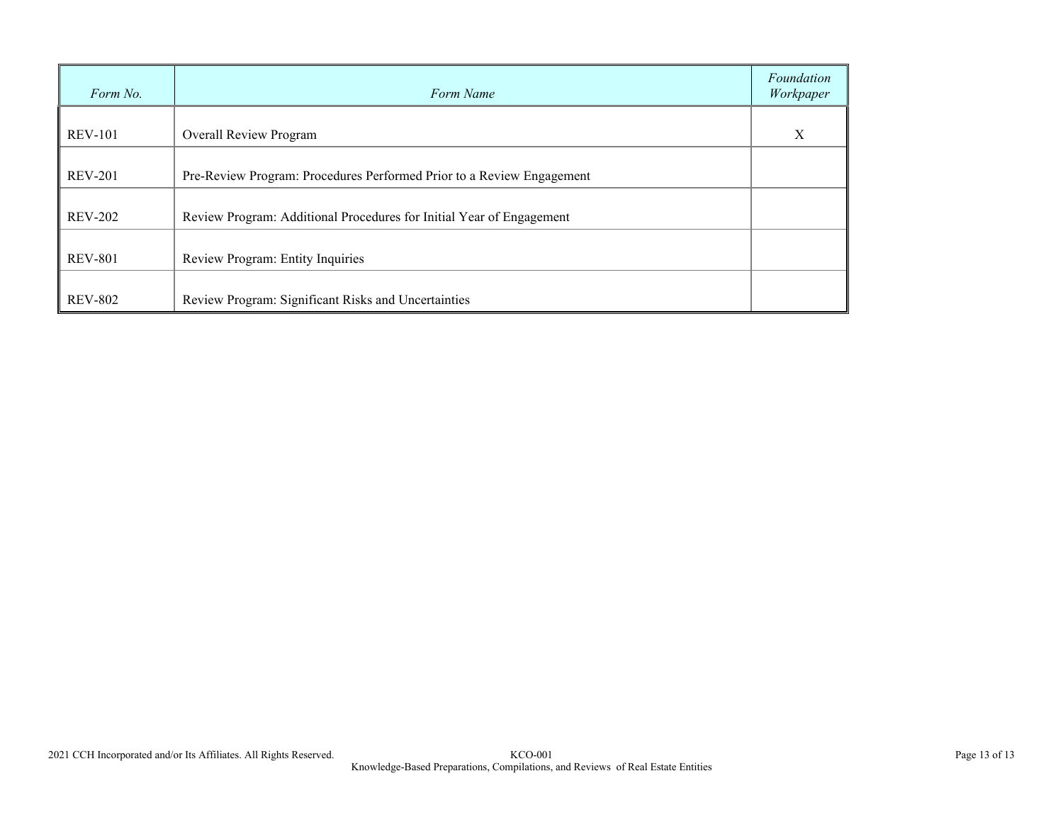| *Form No.* | *Form Name* | *Foundation Workpaper* |
| --- | --- | --- |
| REV-101 | Overall Review Program | X |
| REV-201 | Pre-Review Program: Procedures Performed Prior to a Review Engagement | |
| REV-202 | Review Program: Additional Procedures for Initial Year of Engagement | |
| REV-801 | Review Program: Entity Inquiries | |
| REV-802 | Review Program: Significant Risks and Uncertainties | |